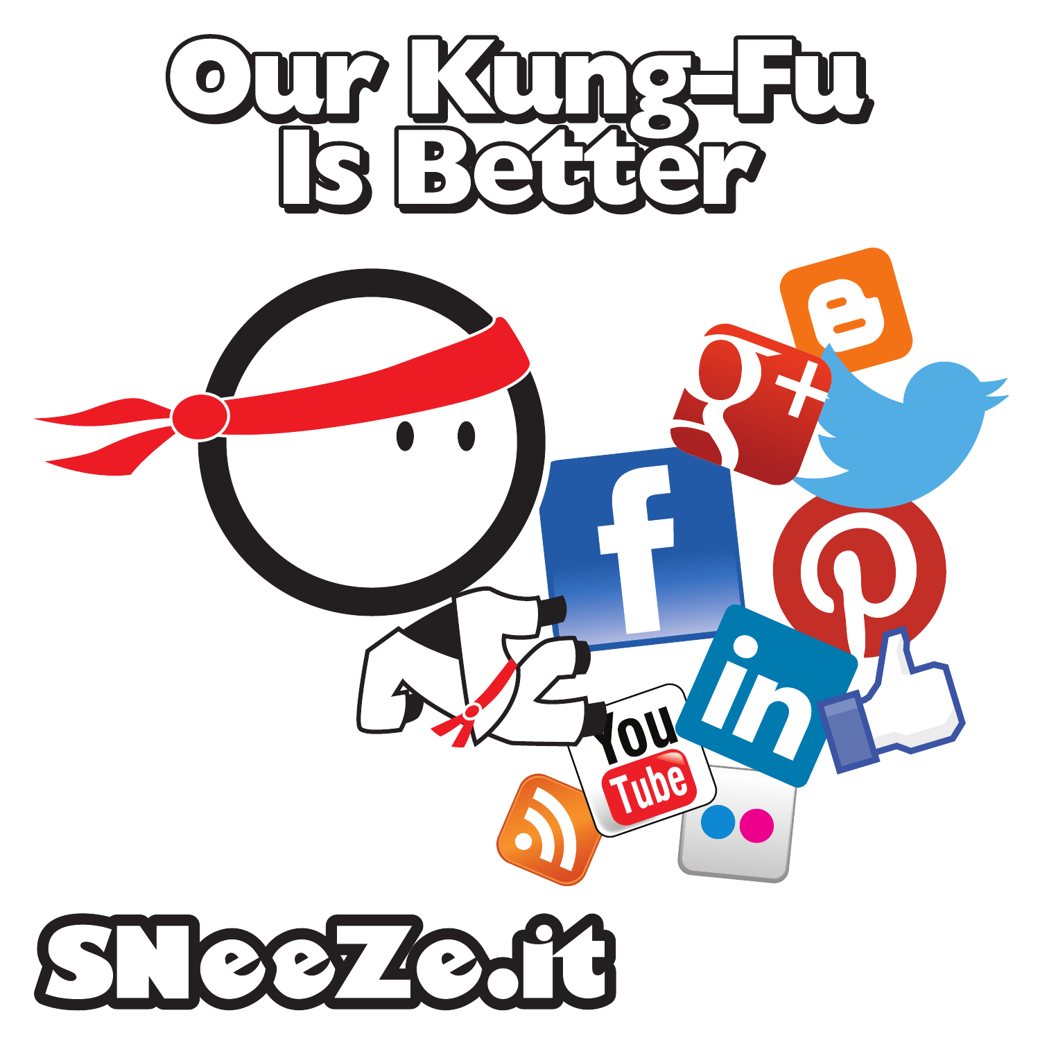# Our Kung-Fu Is Better

SNeeZe.it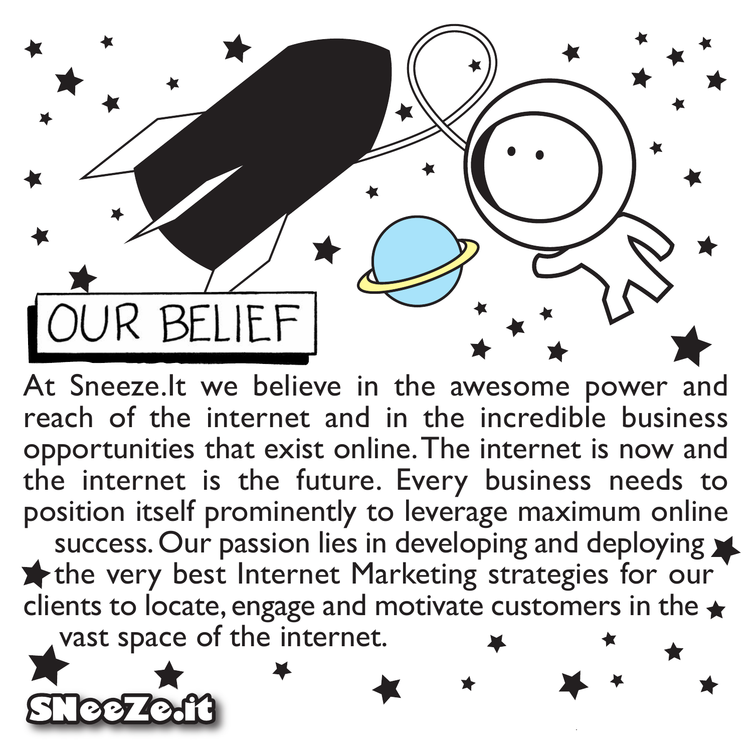# OUR BELIEF

At Sneeze.It we believe in the awesome power and reach of the internet and in the incredible business opportunities that exist online. The internet is now and the internet is the future. Every business needs to position itself prominently to leverage maximum online success. Our passion lies in developing and deploying the very best Internet Marketing strategies for our clients to locate, engage and motivate customers in the vast space of the internet.

SNeeZe.it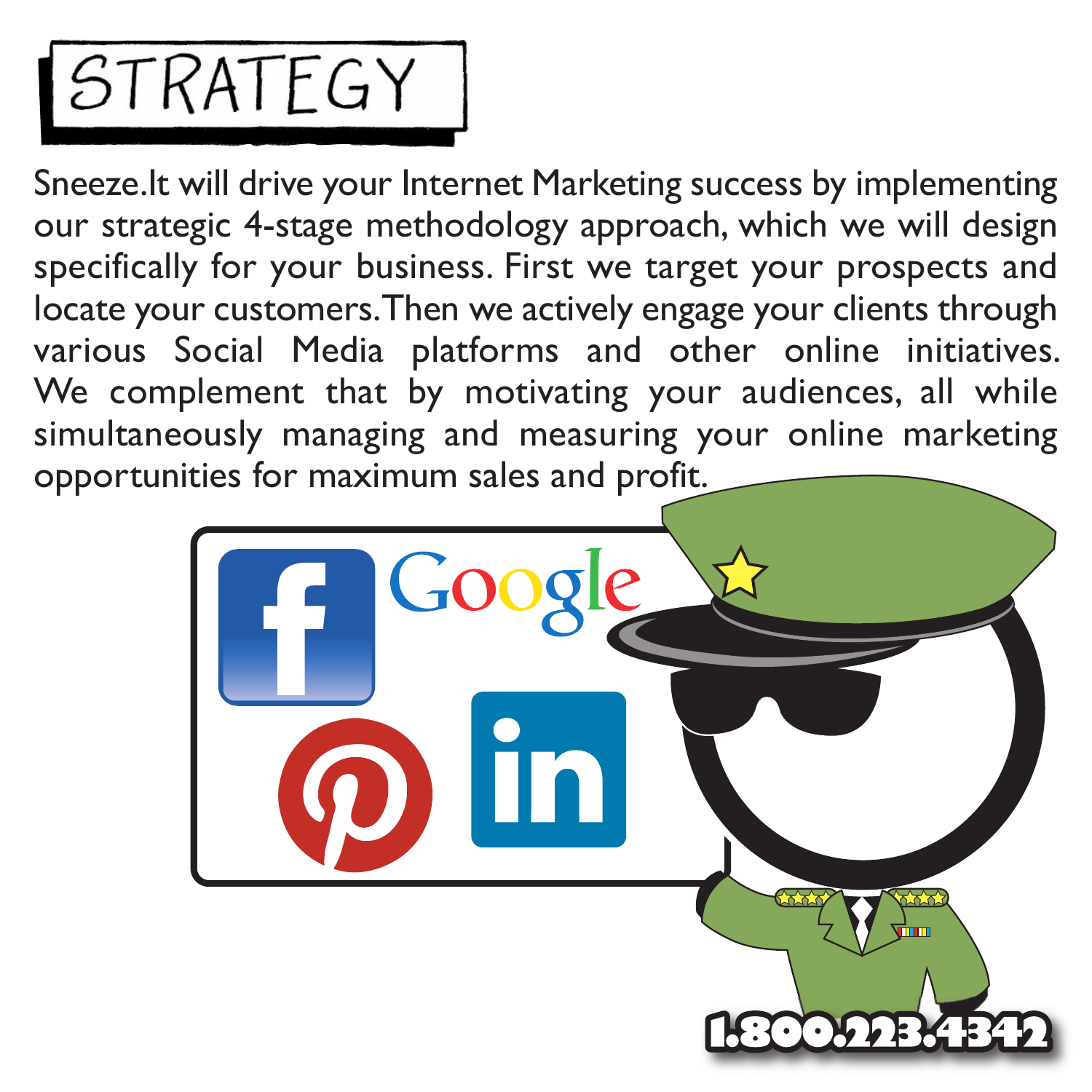# STRATEGY

Sneeze.It will drive your Internet Marketing success by implementing our strategic 4-stage methodology approach, which we will design specifically for your business. First we target your prospects and locate your customers. Then we actively engage your clients through various Social Media platforms and other online initiatives. We complement that by motivating your audiences, all while simultaneously managing and measuring your online marketing opportunities for maximum sales and profit.

1.800.223.4342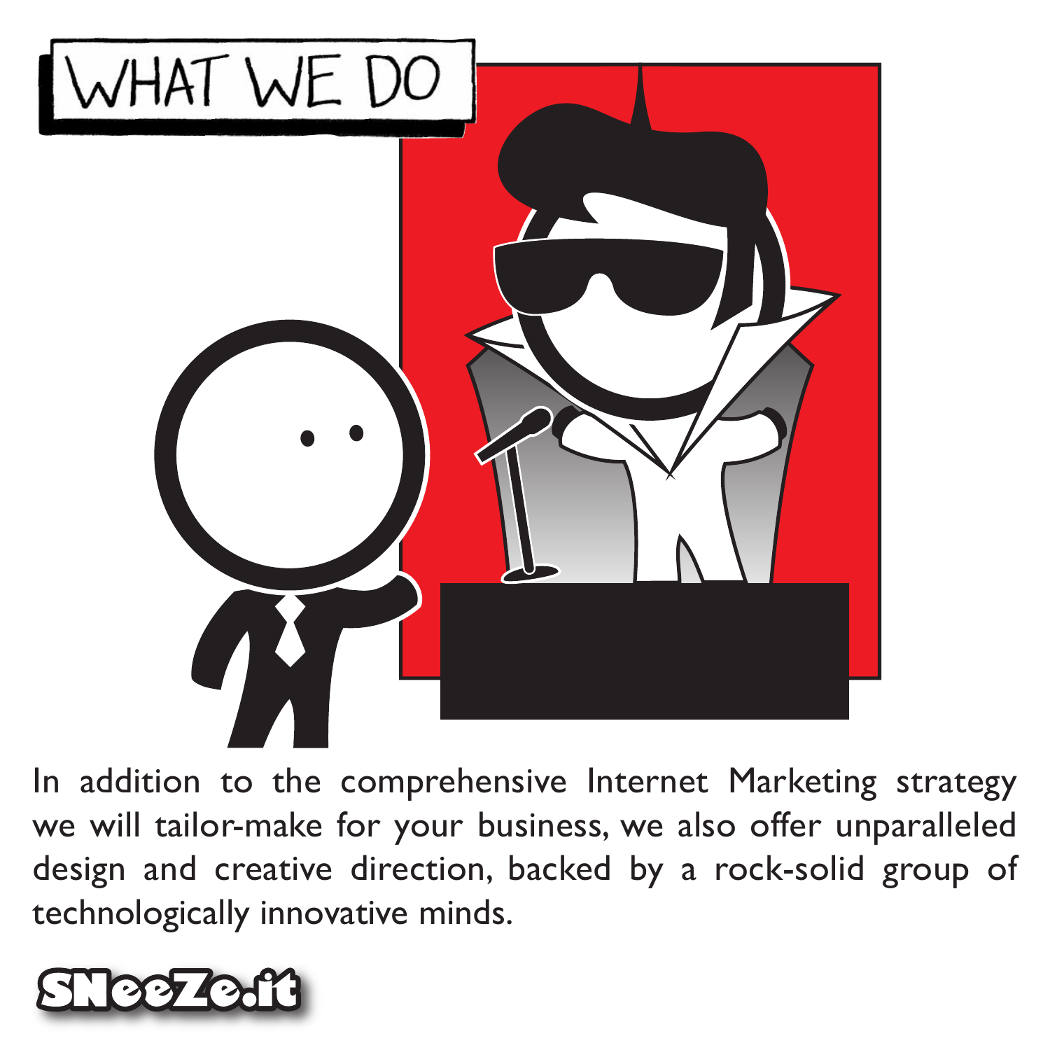# WHAT WE DO

In addition to the comprehensive Internet Marketing strategy we will tailor-make for your business, we also offer unparalleled design and creative direction, backed by a rock-solid group of technologically innovative minds.

SNeeZe.it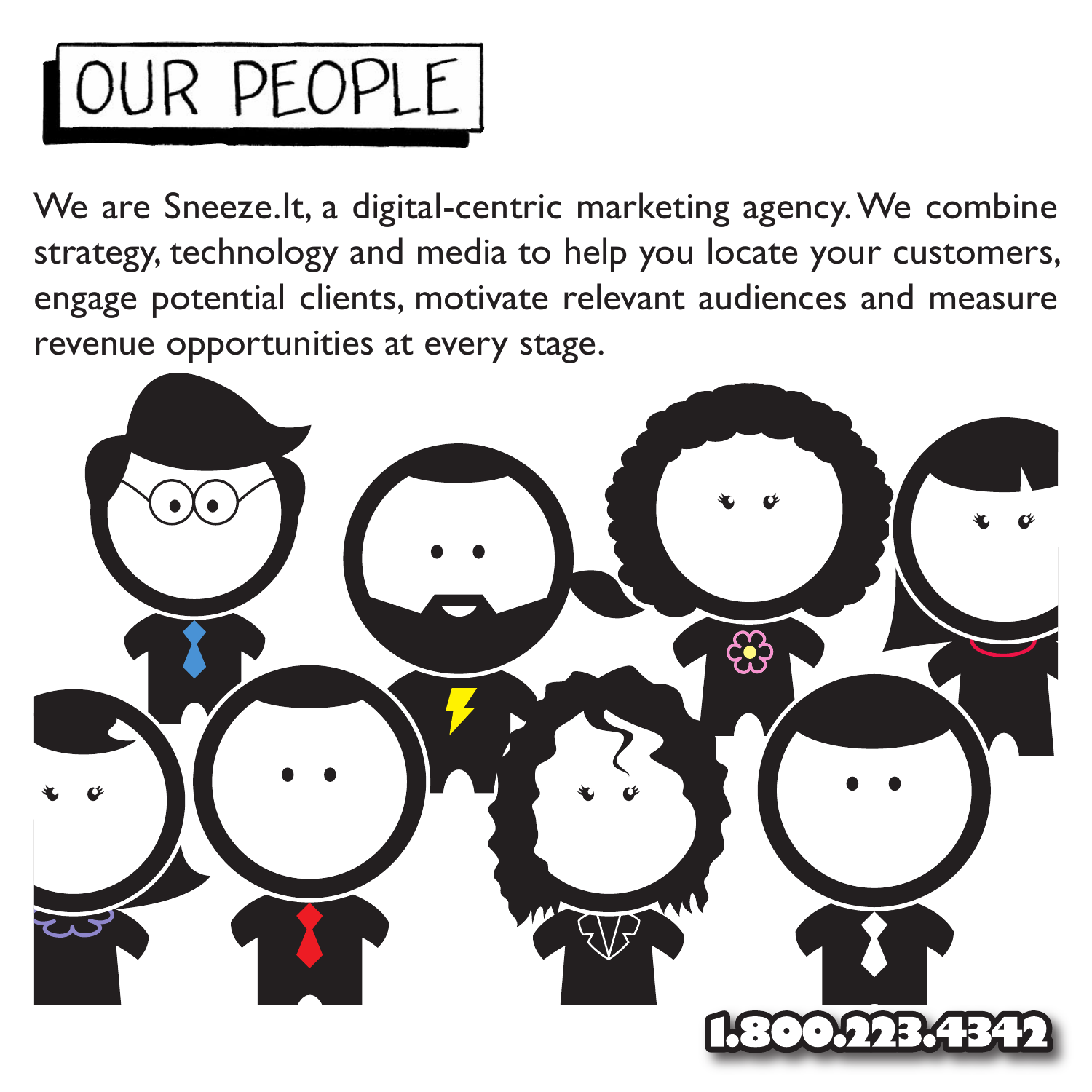# OUR PEOPLE

We are Sneeze.It, a digital-centric marketing agency. We combine strategy, technology and media to help you locate your customers, engage potential clients, motivate relevant audiences and measure revenue opportunities at every stage.

1.800.223.4342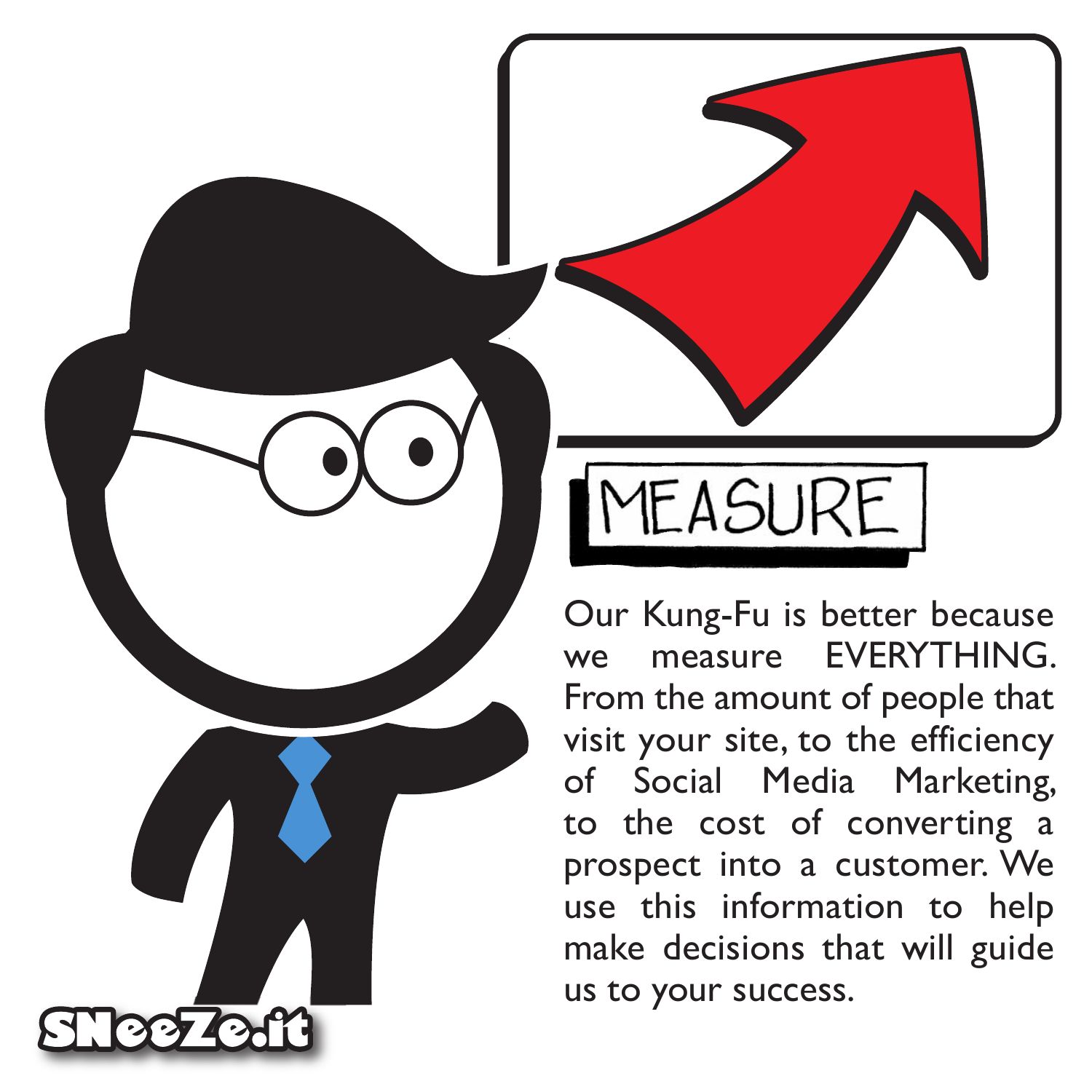# MEASURE

Our Kung-Fu is better because we measure EVERYTHING. From the amount of people that visit your site, to the efficiency of Social Media Marketing, to the cost of converting a prospect into a customer. We use this information to help make decisions that will guide us to your success.

SNeeZe.it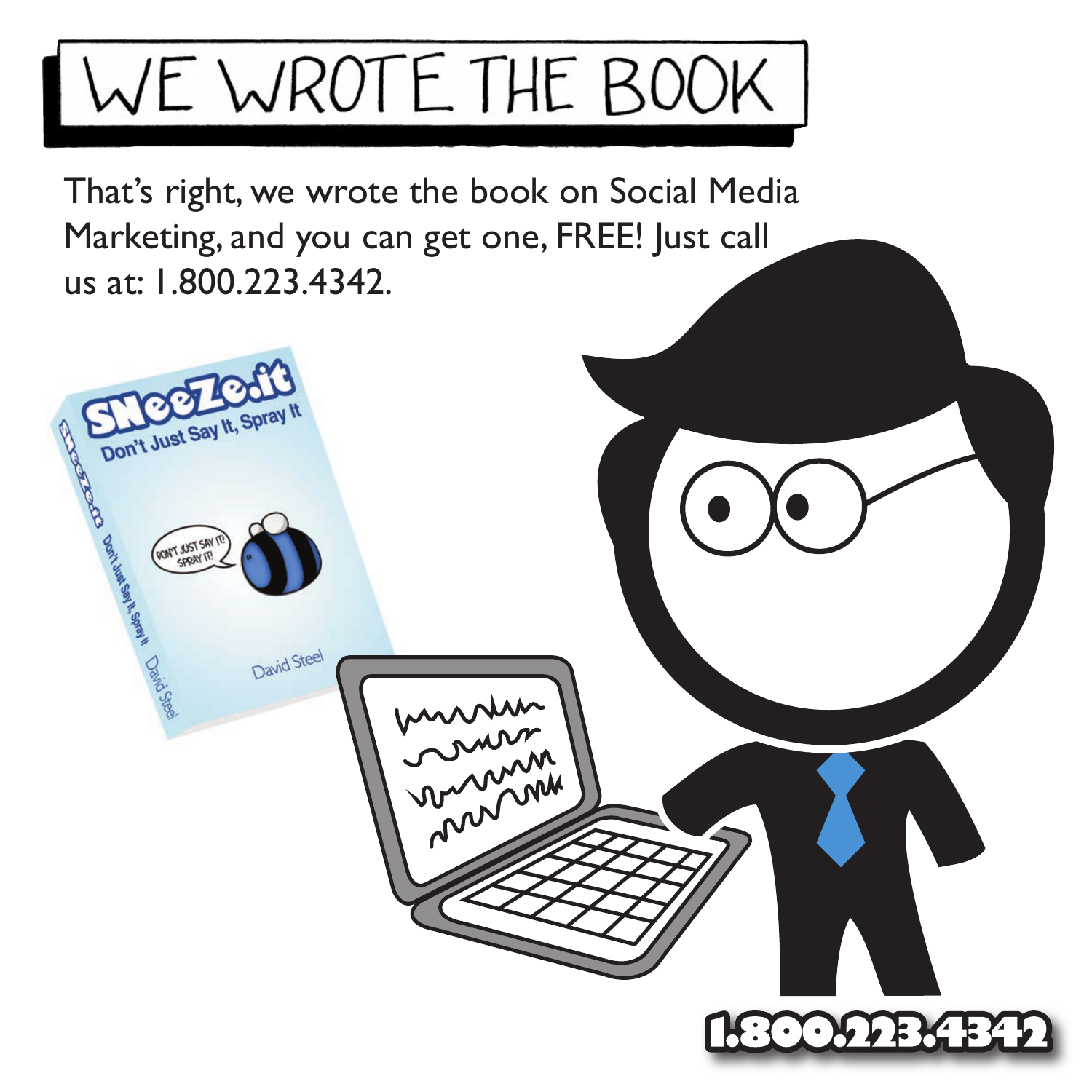# WE WROTE THE BOOK

That's right, we wrote the book on Social Media Marketing, and you can get one, FREE! Just call us at: 1.800.223.4342.

1.800.223.4342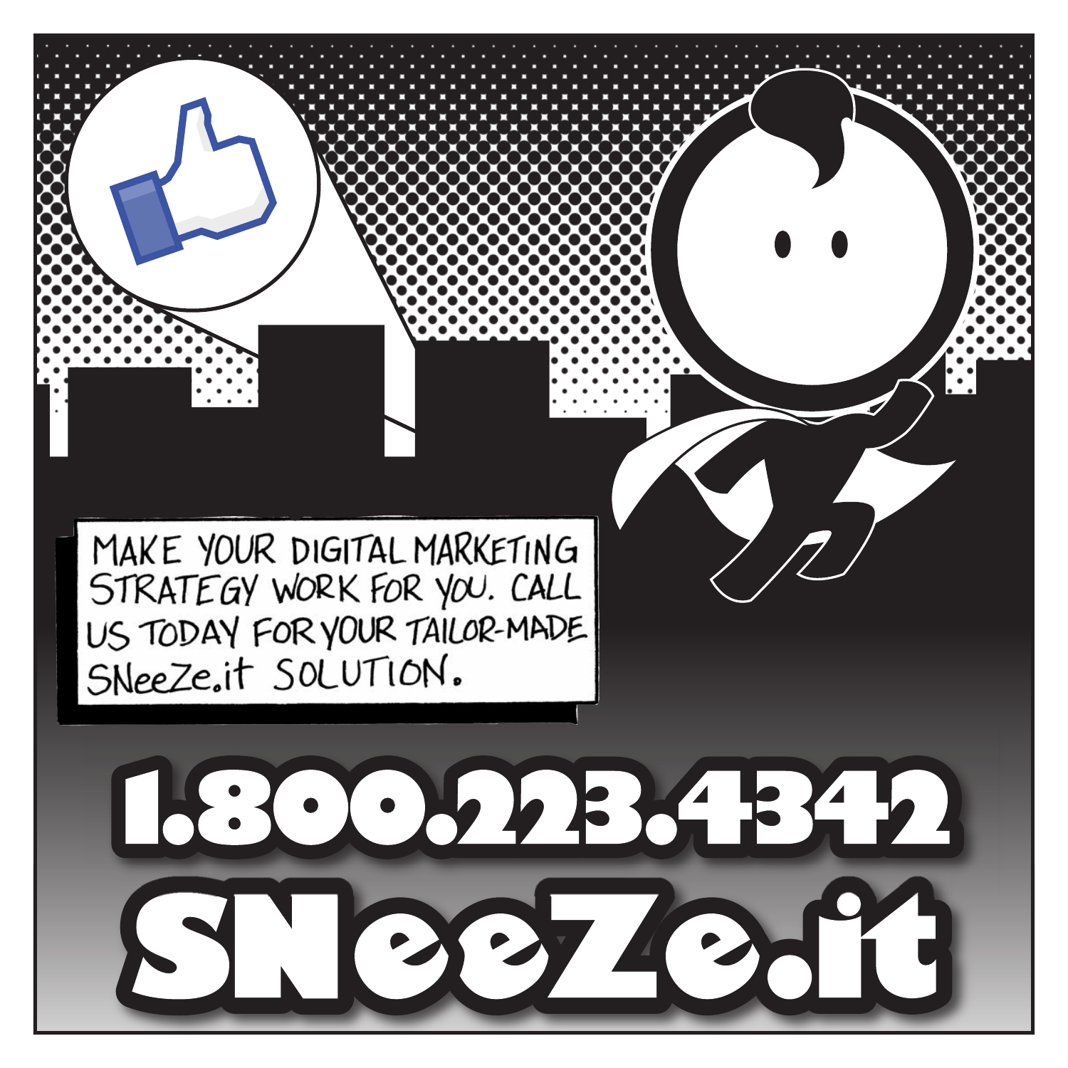MAKE YOUR DIGITAL MARKETING STRATEGY WORK FOR YOU. CALL US TODAY FOR YOUR TAILOR-MADE SNeeZe.it SOLUTION.

# 1.800.223.4342

# SNeeZe.it